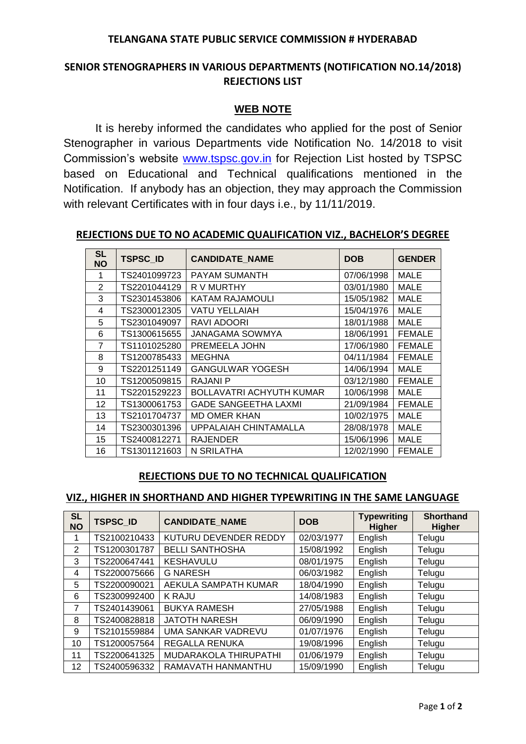**TELANGANA STATE PUBLIC SERVICE COMMISSION # HYDERABAD**

## SENIOR STENOGRAPHERS IN VARIOUS DEPARTMENTS (NOTIFICATION NO.14/2018) REJECTIONS LIST

### WEB NOTE

It is hereby informed the candidates who applied for the post of Senior Stenographer in various Departments vide Notification No. 14/2018 to visit Commission's website www.tspsc.gov.in for Rejection List hosted by TSPSC based on Educational and Technical qualifications mentioned in the Notification. If anybody has an objection, they may approach the Commission with relevant Certificates with in four days i.e., by 11/11/2019.

### REJECTIONS DUE TO NO ACADEMIC QUALIFICATION VIZ., BACHELOR'S DEGREE

| SL NO | TSPSC_ID | CANDIDATE_NAME | DOB | GENDER |
|---|---|---|---|---|
| 1 | TS2401099723 | PAYAM SUMANTH | 07/06/1998 | MALE |
| 2 | TS2201044129 | R V MURTHY | 03/01/1980 | MALE |
| 3 | TS2301453806 | KATAM RAJAMOULI | 15/05/1982 | MALE |
| 4 | TS2300012305 | VATU YELLAIAH | 15/04/1976 | MALE |
| 5 | TS2301049097 | RAVI ADOORI | 18/01/1988 | MALE |
| 6 | TS1300615655 | JANAGAMA SOWMYA | 18/06/1991 | FEMALE |
| 7 | TS1101025280 | PREMEELA JOHN | 17/06/1980 | FEMALE |
| 8 | TS1200785433 | MEGHNA | 04/11/1984 | FEMALE |
| 9 | TS2201251149 | GANGULWAR YOGESH | 14/06/1994 | MALE |
| 10 | TS1200509815 | RAJANI P | 03/12/1980 | FEMALE |
| 11 | TS2201529223 | BOLLAVATRI ACHYUTH KUMAR | 10/06/1998 | MALE |
| 12 | TS1300061753 | GADE SANGEETHA LAXMI | 21/09/1984 | FEMALE |
| 13 | TS2101704737 | MD OMER KHAN | 10/02/1975 | MALE |
| 14 | TS2300301396 | UPPALAIAH CHINTAMALLA | 28/08/1978 | MALE |
| 15 | TS2400812271 | RAJENDER | 15/06/1996 | MALE |
| 16 | TS1301121603 | N SRILATHA | 12/02/1990 | FEMALE |

### REJECTIONS DUE TO NO TECHNICAL QUALIFICATION

### VIZ., HIGHER IN SHORTHAND AND HIGHER TYPEWRITING IN THE SAME LANGUAGE

| SL NO | TSPSC_ID | CANDIDATE_NAME | DOB | Typewriting Higher | Shorthand Higher |
|---|---|---|---|---|---|
| 1 | TS2100210433 | KUTURU DEVENDER REDDY | 02/03/1977 | English | Telugu |
| 2 | TS1200301787 | BELLI SANTHOSHA | 15/08/1992 | English | Telugu |
| 3 | TS2200647441 | KESHAVULU | 08/01/1975 | English | Telugu |
| 4 | TS2200075666 | G NARESH | 06/03/1982 | English | Telugu |
| 5 | TS2200090021 | AEKULA SAMPATH KUMAR | 18/04/1990 | English | Telugu |
| 6 | TS2300992400 | K RAJU | 14/08/1983 | English | Telugu |
| 7 | TS2401439061 | BUKYA RAMESH | 27/05/1988 | English | Telugu |
| 8 | TS2400828818 | JATOTH NARESH | 06/09/1990 | English | Telugu |
| 9 | TS2101559884 | UMA SANKAR VADREVU | 01/07/1976 | English | Telugu |
| 10 | TS1200057564 | REGALLA RENUKA | 19/08/1996 | English | Telugu |
| 11 | TS2200641325 | MUDARAKOLA THIRUPATHI | 01/06/1979 | English | Telugu |
| 12 | TS2400596332 | RAMAVATH HANMANTHU | 15/09/1990 | English | Telugu |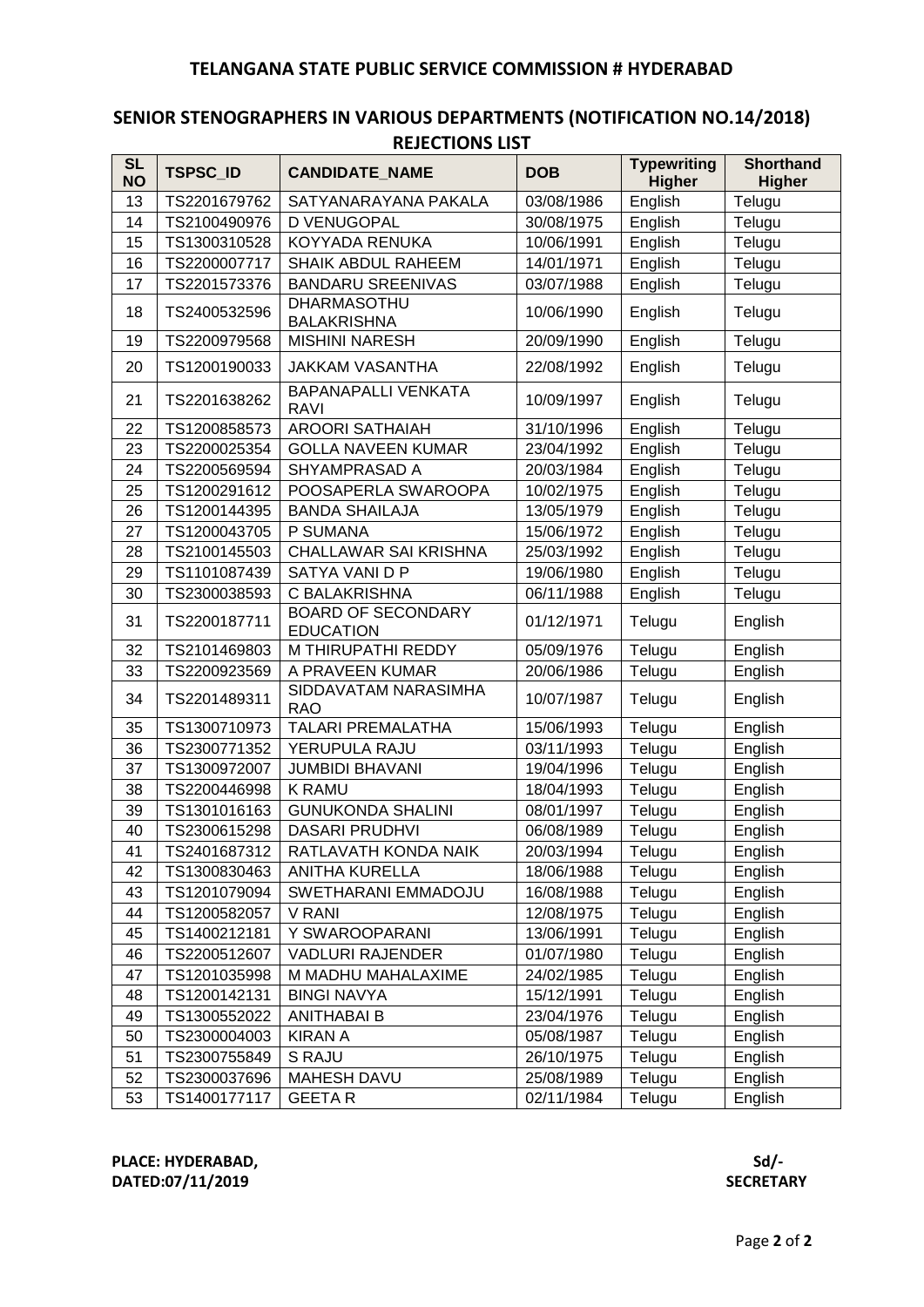## TELANGANA STATE PUBLIC SERVICE COMMISSION # HYDERABAD

### SENIOR STENOGRAPHERS IN VARIOUS DEPARTMENTS (NOTIFICATION NO.14/2018)

### REJECTIONS LIST

| SL NO | TSPSC_ID | CANDIDATE_NAME | DOB | Typewriting Higher | Shorthand Higher |
|---|---|---|---|---|---|
| 13 | TS2201679762 | SATYANARAYANA PAKALA | 03/08/1986 | English | Telugu |
| 14 | TS2100490976 | D VENUGOPAL | 30/08/1975 | English | Telugu |
| 15 | TS1300310528 | KOYYADA RENUKA | 10/06/1991 | English | Telugu |
| 16 | TS2200007717 | SHAIK ABDUL RAHEEM | 14/01/1971 | English | Telugu |
| 17 | TS2201573376 | BANDARU SREENIVAS | 03/07/1988 | English | Telugu |
| 18 | TS2400532596 | DHARMASOTHU BALAKRISHNA | 10/06/1990 | English | Telugu |
| 19 | TS2200979568 | MISHINI NARESH | 20/09/1990 | English | Telugu |
| 20 | TS1200190033 | JAKKAM VASANTHA | 22/08/1992 | English | Telugu |
| 21 | TS2201638262 | BAPANAPALLI VENKATA RAVI | 10/09/1997 | English | Telugu |
| 22 | TS1200858573 | AROORI SATHAIAH | 31/10/1996 | English | Telugu |
| 23 | TS2200025354 | GOLLA NAVEEN KUMAR | 23/04/1992 | English | Telugu |
| 24 | TS2200569594 | SHYAMPRASAD A | 20/03/1984 | English | Telugu |
| 25 | TS1200291612 | POOSAPERLA SWAROOPA | 10/02/1975 | English | Telugu |
| 26 | TS1200144395 | BANDA SHAILAJA | 13/05/1979 | English | Telugu |
| 27 | TS1200043705 | P SUMANA | 15/06/1972 | English | Telugu |
| 28 | TS2100145503 | CHALLAWAR SAI KRISHNA | 25/03/1992 | English | Telugu |
| 29 | TS1101087439 | SATYA VANI D P | 19/06/1980 | English | Telugu |
| 30 | TS2300038593 | C BALAKRISHNA | 06/11/1988 | English | Telugu |
| 31 | TS2200187711 | BOARD OF SECONDARY EDUCATION | 01/12/1971 | Telugu | English |
| 32 | TS2101469803 | M THIRUPATHI REDDY | 05/09/1976 | Telugu | English |
| 33 | TS2200923569 | A PRAVEEN KUMAR | 20/06/1986 | Telugu | English |
| 34 | TS2201489311 | SIDDAVATAM NARASIMHA RAO | 10/07/1987 | Telugu | English |
| 35 | TS1300710973 | TALARI PREMALATHA | 15/06/1993 | Telugu | English |
| 36 | TS2300771352 | YERUPULA RAJU | 03/11/1993 | Telugu | English |
| 37 | TS1300972007 | JUMBIDI BHAVANI | 19/04/1996 | Telugu | English |
| 38 | TS2200446998 | K RAMU | 18/04/1993 | Telugu | English |
| 39 | TS1301016163 | GUNUKONDA SHALINI | 08/01/1997 | Telugu | English |
| 40 | TS2300615298 | DASARI PRUDHVI | 06/08/1989 | Telugu | English |
| 41 | TS2401687312 | RATLAVATH KONDA NAIK | 20/03/1994 | Telugu | English |
| 42 | TS1300830463 | ANITHA KURELLA | 18/06/1988 | Telugu | English |
| 43 | TS1201079094 | SWETHARANI EMMADOJU | 16/08/1988 | Telugu | English |
| 44 | TS1200582057 | V RANI | 12/08/1975 | Telugu | English |
| 45 | TS1400212181 | Y SWAROOPARANI | 13/06/1991 | Telugu | English |
| 46 | TS2200512607 | VADLURI RAJENDER | 01/07/1980 | Telugu | English |
| 47 | TS1201035998 | M MADHU MAHALAXIME | 24/02/1985 | Telugu | English |
| 48 | TS1200142131 | BINGI NAVYA | 15/12/1991 | Telugu | English |
| 49 | TS1300552022 | ANITHABAI B | 23/04/1976 | Telugu | English |
| 50 | TS2300004003 | KIRAN A | 05/08/1987 | Telugu | English |
| 51 | TS2300755849 | S RAJU | 26/10/1975 | Telugu | English |
| 52 | TS2300037696 | MAHESH DAVU | 25/08/1989 | Telugu | English |
| 53 | TS1400177117 | GEETA R | 02/11/1984 | Telugu | English |

**PLACE: HYDERABAD,**
**DATED:07/11/2019**

**Sd/-**
**SECRETARY**